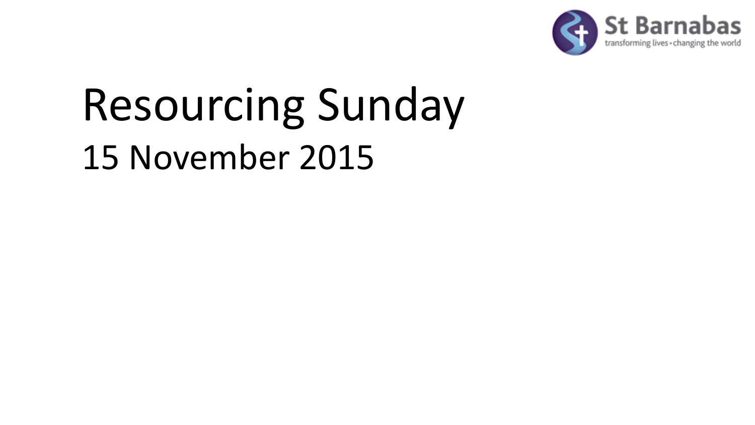St Barnabas
transforming lives • changing the world

# Resourcing Sunday

## 15 November 2015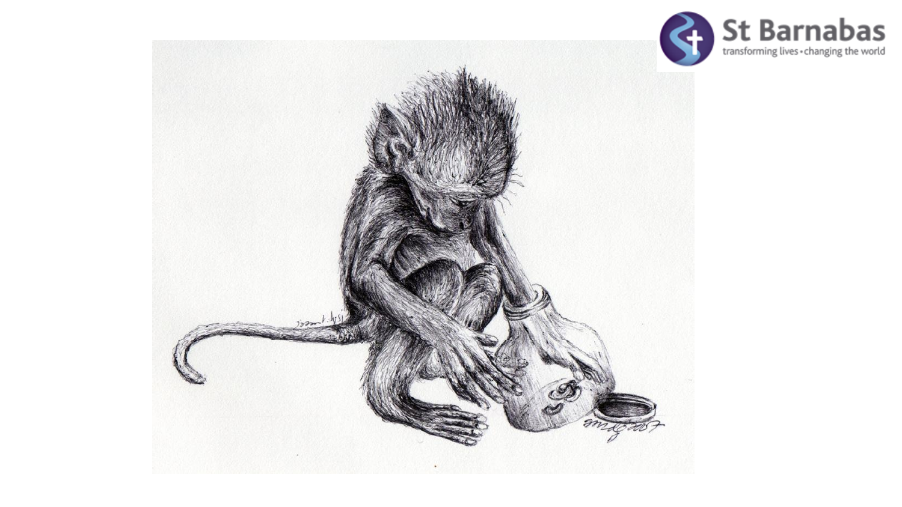St Barnabas

transforming lives • changing the world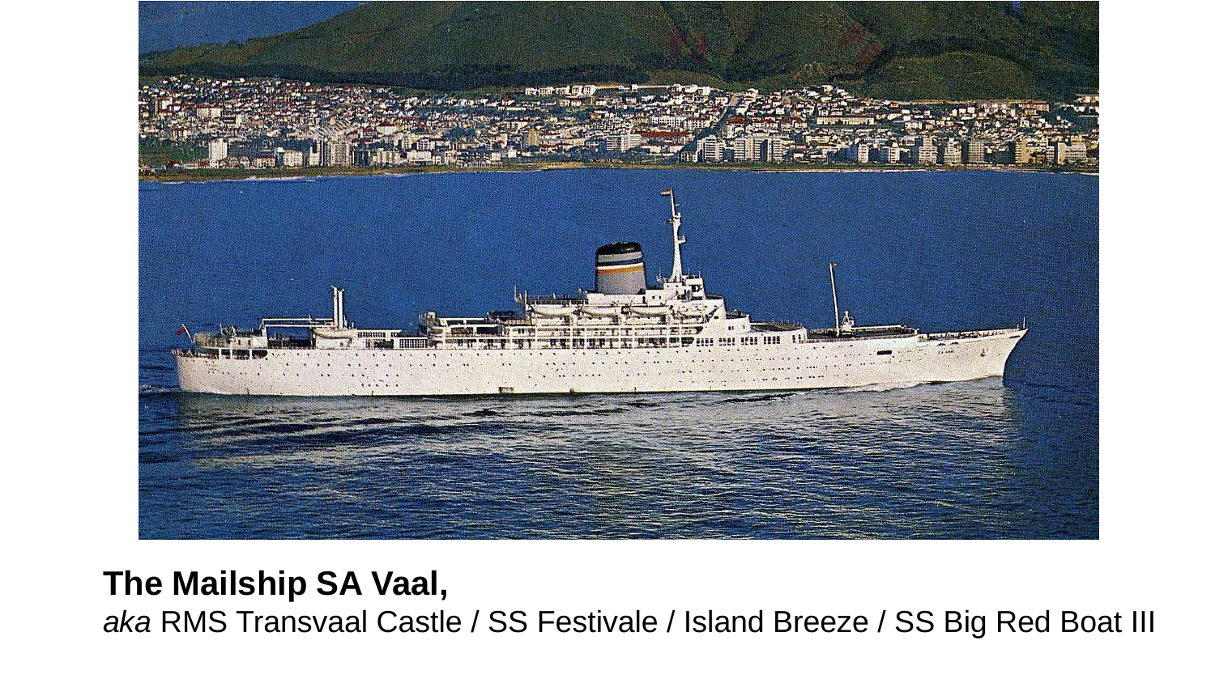**The Mailship SA Vaal,**
*aka* RMS Transvaal Castle / SS Festivale / Island Breeze / SS Big Red Boat III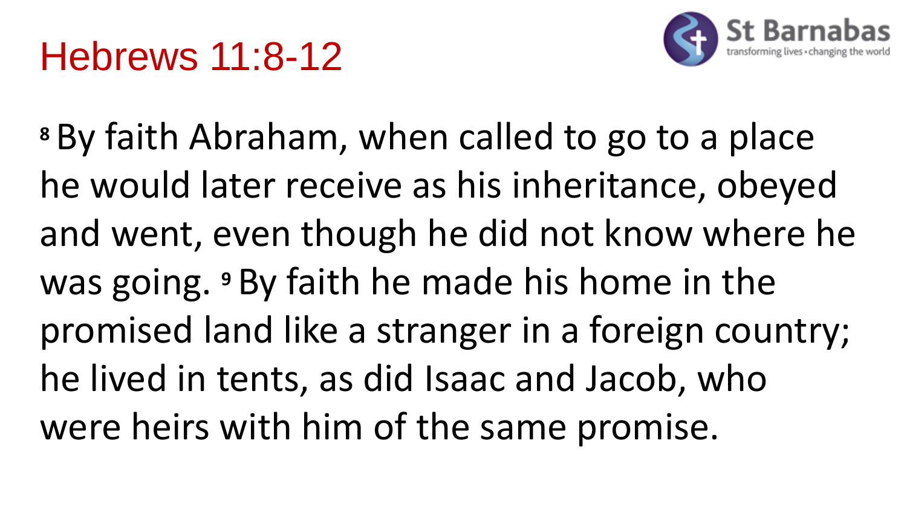# Hebrews 11:8-12

St Barnabas
transforming lives • changing the world

[8] By faith Abraham, when called to go to a place he would later receive as his inheritance, obeyed and went, even though he did not know where he was going. [9] By faith he made his home in the promised land like a stranger in a foreign country; he lived in tents, as did Isaac and Jacob, who were heirs with him of the same promise.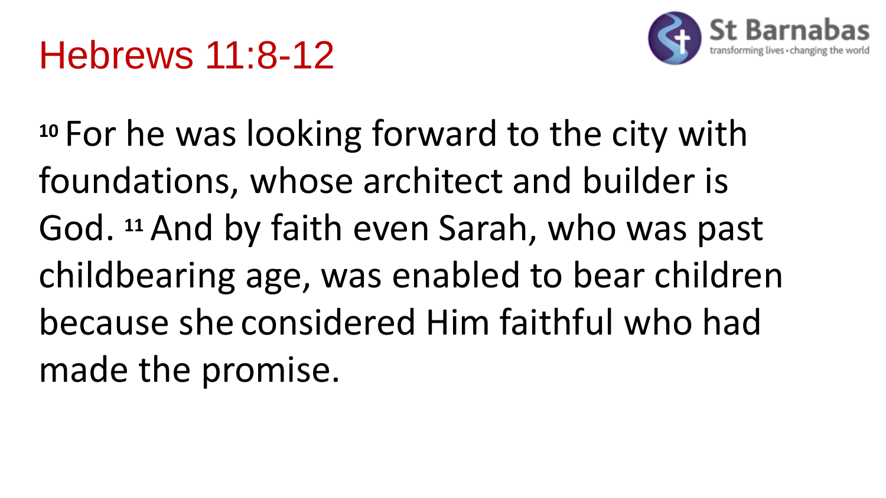# Hebrews 11:8-12

[10] For he was looking forward to the city with foundations, whose architect and builder is God. [11] And by faith even Sarah, who was past childbearing age, was enabled to bear children because she considered Him faithful who had made the promise.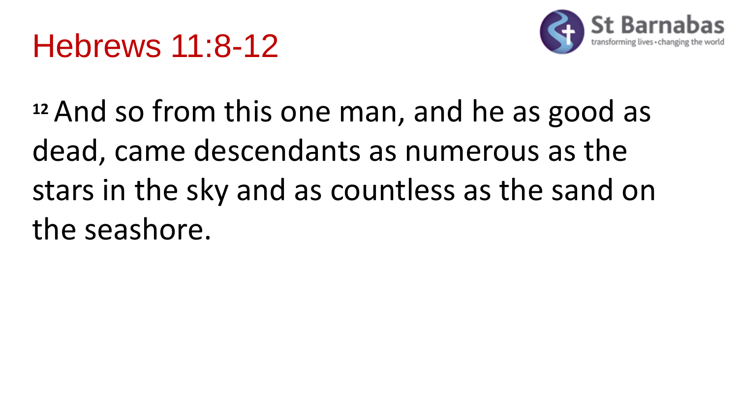# Hebrews 11:8-12

St Barnabas
transforming lives • changing the world

[12] And so from this one man, and he as good as dead, came descendants as numerous as the stars in the sky and as countless as the sand on the seashore.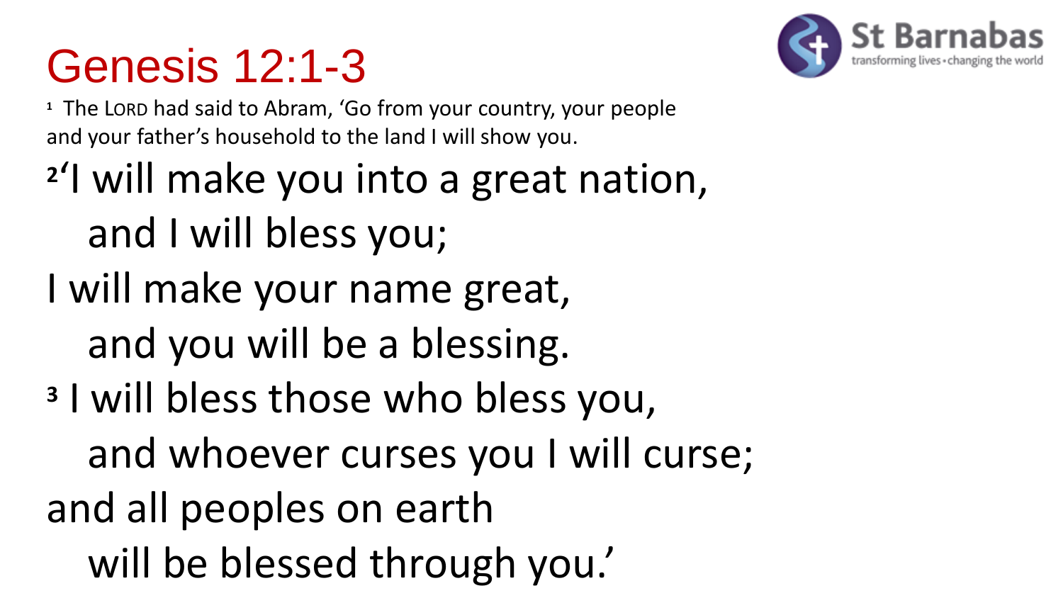# Genesis 12:1-3

[1] The LORD had said to Abram, 'Go from your country, your people and your father's household to the land I will show you.

[2] 'I will make you into a great nation,
   and I will bless you;
I will make your name great,
   and you will be a blessing.
[3] I will bless those who bless you,
   and whoever curses you I will curse;
and all peoples on earth
   will be blessed through you.'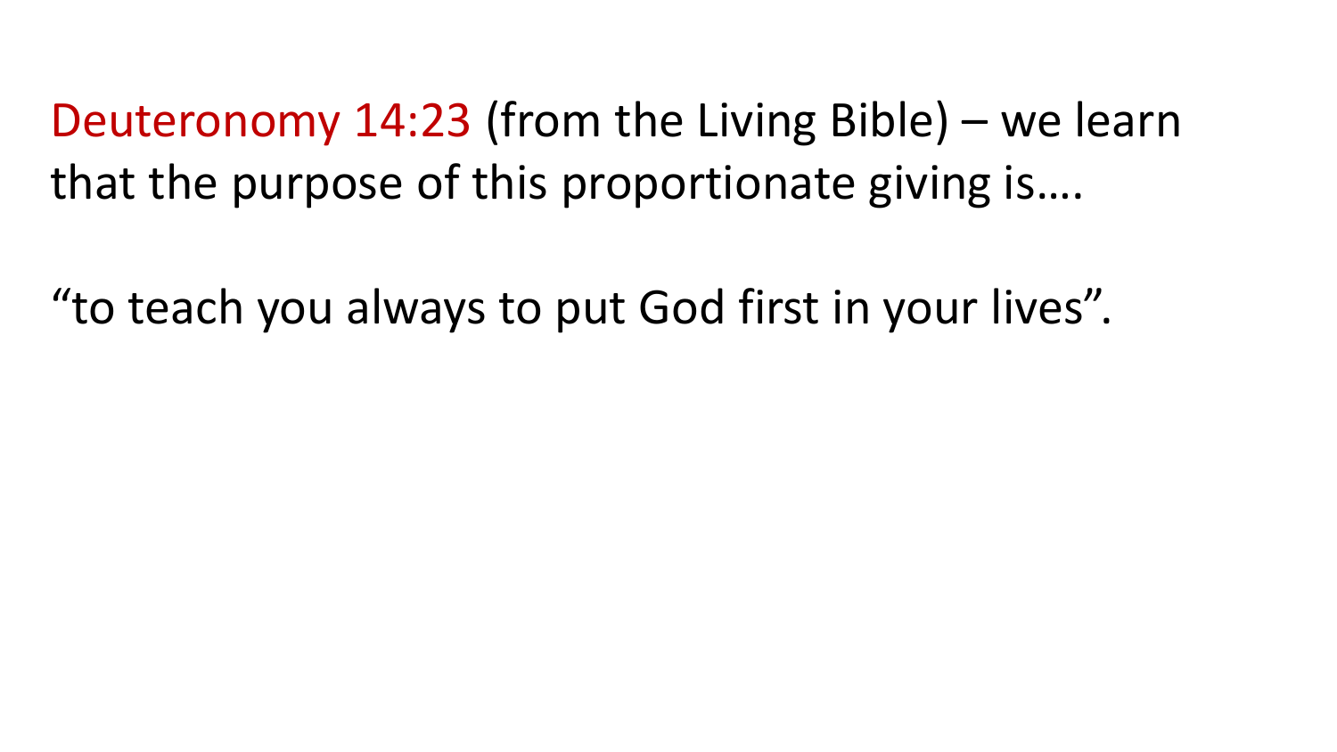Deuteronomy 14:23 (from the Living Bible) – we learn that the purpose of this proportionate giving is….

“to teach you always to put God first in your lives”.